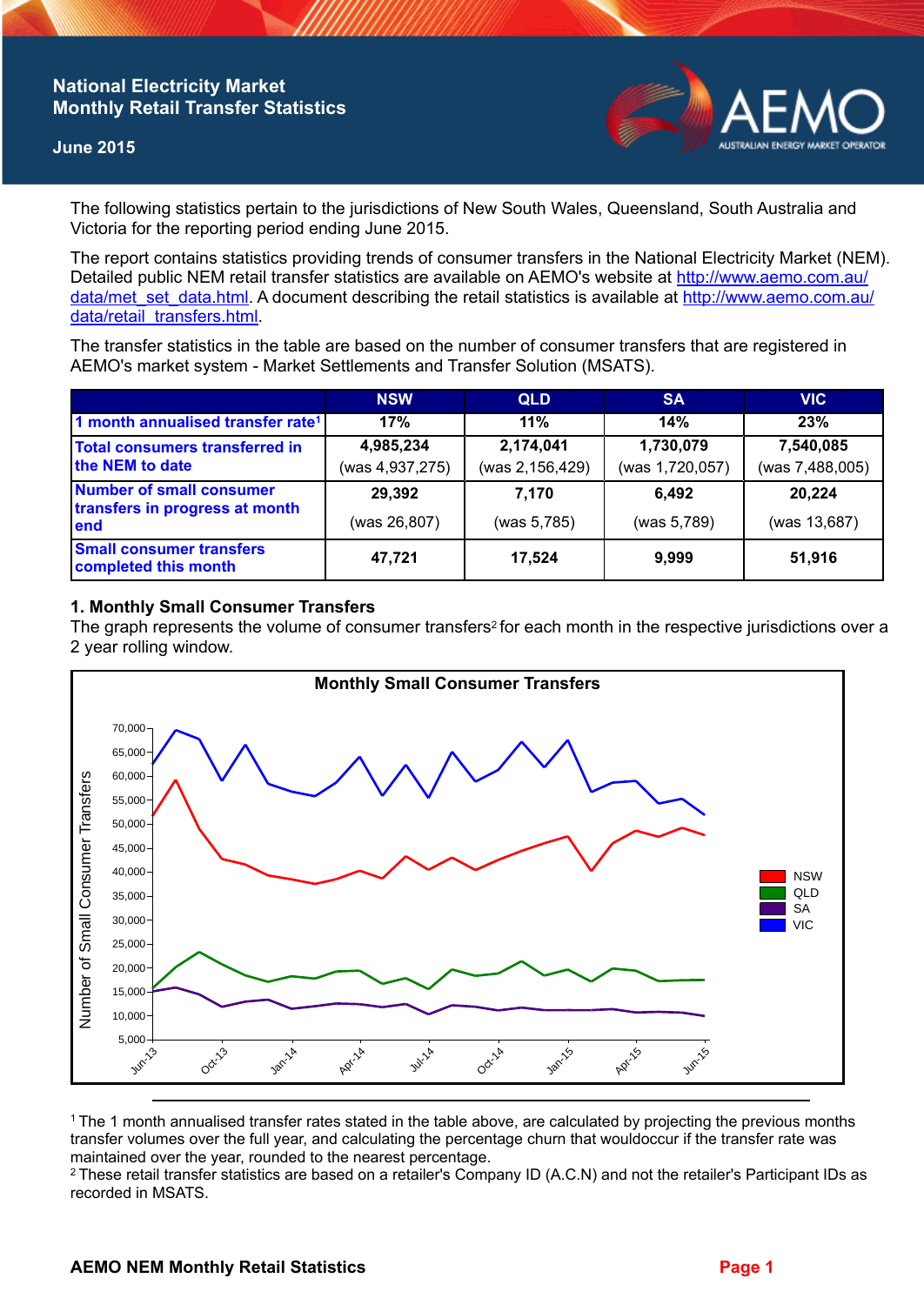# National Electricity Market Monthly Retail Transfer Statistics

**June 2015**

The following statistics pertain to the jurisdictions of New South Wales, Queensland, South Australia and Victoria for the reporting period ending June 2015.

The report contains statistics providing trends of consumer transfers in the National Electricity Market (NEM). Detailed public NEM retail transfer statistics are available on AEMO's website at http://www.aemo.com.au/data/met_set_data.html. A document describing the retail statistics is available at http://www.aemo.com.au/data/retail_transfers.html.

The transfer statistics in the table are based on the number of consumer transfers that are registered in AEMO's market system - Market Settlements and Transfer Solution (MSATS).

| | NSW | QLD | SA | VIC |
|---|---|---|---|---|
| **1 month annualised transfer rate[1]** | **17%** | **11%** | **14%** | **23%** |
| **Total consumers transferred in the NEM to date** | **4,985,234** (was 4,937,275) | **2,174,041** (was 2,156,429) | **1,730,079** (was 1,720,057) | **7,540,085** (was 7,488,005) |
| **Number of small consumer transfers in progress at month end** | **29,392** (was 26,807) | **7,170** (was 5,785) | **6,492** (was 5,789) | **20,224** (was 13,687) |
| **Small consumer transfers completed this month** | **47,721** | **17,524** | **9,999** | **51,916** |

## 1. Monthly Small Consumer Transfers

The graph represents the volume of consumer transfers[2] for each month in the respective jurisdictions over a 2 year rolling window.

[1] The 1 month annualised transfer rates stated in the table above, are calculated by projecting the previous months transfer volumes over the full year, and calculating the percentage churn that wouldoccur if the transfer rate was maintained over the year, rounded to the nearest percentage.

[2] These retail transfer statistics are based on a retailer's Company ID (A.C.N) and not the retailer's Participant IDs as recorded in MSATS.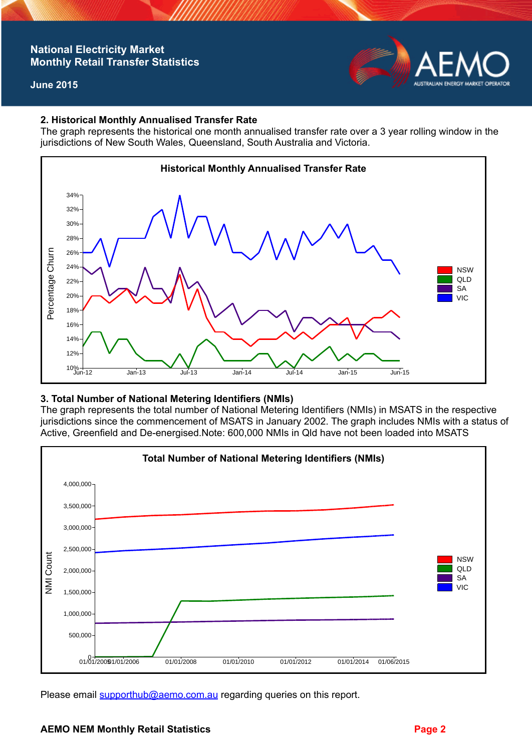National Electricity Market
Monthly Retail Transfer Statistics

June 2015

## 2. Historical Monthly Annualised Transfer Rate

The graph represents the historical one month annualised transfer rate over a 3 year rolling window in the jurisdictions of New South Wales, Queensland, South Australia and Victoria.

Historical Monthly Annualised Transfer Rate

Percentage Churn

34%
32%
30%
28%
26%
24%
22%
20%
18%
16%
14%
12%
10%

Jun-12
Jan-13
Jul-13
Jan-14
Jul-14
Jan-15
Jun-15

NSW
QLD
SA
VIC

## 3. Total Number of National Metering Identifiers (NMIs)

The graph represents the total number of National Metering Identifiers (NMIs) in MSATS in the respective jurisdictions since the commencement of MSATS in January 2002. The graph includes NMIs with a status of Active, Greenfield and De-energised.Note: 600,000 NMIs in Qld have not been loaded into MSATS

Total Number of National Metering Identifiers (NMIs)

NMI Count

4,000,000
3,500,000
3,000,000
2,500,000
2,000,000
1,500,000
1,000,000
500,000
0

01/01/2005
01/01/2006
01/01/2008
01/01/2010
01/01/2012
01/01/2014
01/06/2015

NSW
QLD
SA
VIC

Please email supporthub@aemo.com.au regarding queries on this report.